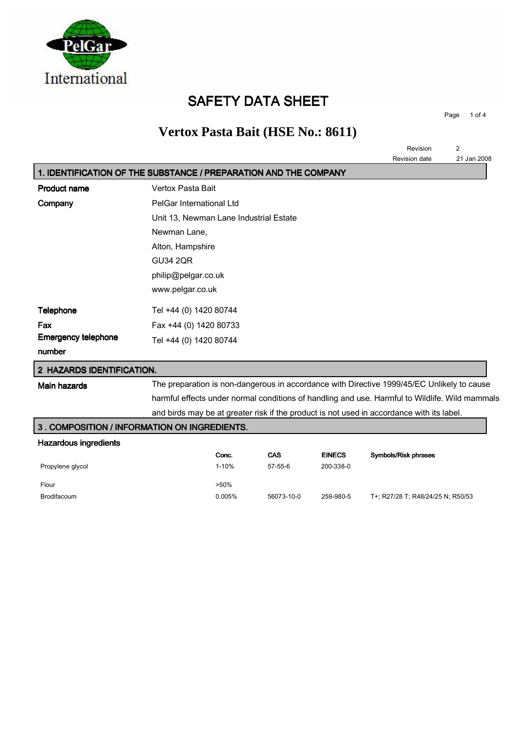# SAFETY DATA SHEET

## Vertox Pasta Bait (HSE No.: 8611)

| | |
|---|---|
| Revision | 2 |
| Revision date | 21 Jan 2008 |

## 1. IDENTIFICATION OF THE SUBSTANCE / PREPARATION AND THE COMPANY

**Product name** Vertox Pasta Bait

**Company** PelGar International Ltd
Unit 13, Newman Lane Industrial Estate
Newman Lane,
Alton, Hampshire
GU34 2QR
philip@pelgar.co.uk
www.pelgar.co.uk

**Telephone** Tel +44 (0) 1420 80744

**Fax** Fax +44 (0) 1420 80733

**Emergency telephone number** Tel +44 (0) 1420 80744

## 2 HAZARDS IDENTIFICATION.

**Main hazards** The preparation is non-dangerous in accordance with Directive 1999/45/EC Unlikely to cause harmful effects under normal conditions of handling and use. Harmful to Wildlife. Wild mammals and birds may be at greater risk if the product is not used in accordance with its label.

## 3 . COMPOSITION / INFORMATION ON INGREDIENTS.

**Hazardous ingredients**

| | Conc. | CAS | EINECS | Symbols/Risk phrases |
|---|---|---|---|---|
| Propylene glycol | 1-10% | 57-55-6 | 200-338-0 | |
| Flour | >50% | | | |
| Brodifacoum | 0.005% | 56073-10-0 | 259-980-5 | T+; R27/28 T; R48/24/25 N; R50/53 |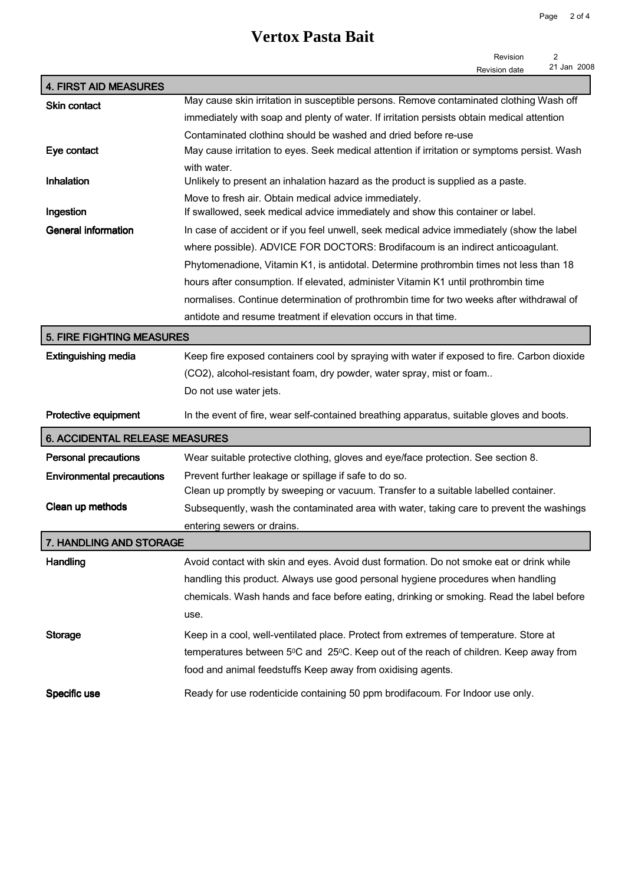# Vertox Pasta Bait

Revision 2
Revision date 21 Jan 2008

## 4. FIRST AID MEASURES

**Skin contact**
May cause skin irritation in susceptible persons. Remove contaminated clothing Wash off immediately with soap and plenty of water. If irritation persists obtain medical attention Contaminated clothing should be washed and dried before re-use

**Eye contact**
May cause irritation to eyes. Seek medical attention if irritation or symptoms persist. Wash with water.

**Inhalation**
Unlikely to present an inhalation hazard as the product is supplied as a paste. Move to fresh air. Obtain medical advice immediately.

**Ingestion**
If swallowed, seek medical advice immediately and show this container or label.

**General information**
In case of accident or if you feel unwell, seek medical advice immediately (show the label where possible). ADVICE FOR DOCTORS: Brodifacoum is an indirect anticoagulant. Phytomenadione, Vitamin K1, is antidotal. Determine prothrombin times not less than 18 hours after consumption. If elevated, administer Vitamin K1 until prothrombin time normalises. Continue determination of prothrombin time for two weeks after withdrawal of antidote and resume treatment if elevation occurs in that time.

## 5. FIRE FIGHTING MEASURES

**Extinguishing media**
Keep fire exposed containers cool by spraying with water if exposed to fire. Carbon dioxide ($CO_2$), alcohol-resistant foam, dry powder, water spray, mist or foam..
Do not use water jets.

**Protective equipment**
In the event of fire, wear self-contained breathing apparatus, suitable gloves and boots.

## 6. ACCIDENTAL RELEASE MEASURES

**Personal precautions**
Wear suitable protective clothing, gloves and eye/face protection. See section 8.

**Environmental precautions**
Prevent further leakage or spillage if safe to do so.

**Clean up methods**
Clean up promptly by sweeping or vacuum. Transfer to a suitable labelled container. Subsequently, wash the contaminated area with water, taking care to prevent the washings entering sewers or drains.

## 7. HANDLING AND STORAGE

**Handling**
Avoid contact with skin and eyes. Avoid dust formation. Do not smoke eat or drink while handling this product. Always use good personal hygiene procedures when handling chemicals. Wash hands and face before eating, drinking or smoking. Read the label before use.

**Storage**
Keep in a cool, well-ventilated place. Protect from extremes of temperature. Store at temperatures between 5°C and 25°C. Keep out of the reach of children. Keep away from food and animal feedstuffs Keep away from oxidising agents.

**Specific use**
Ready for use rodenticide containing 50 ppm brodifacoum. For Indoor use only.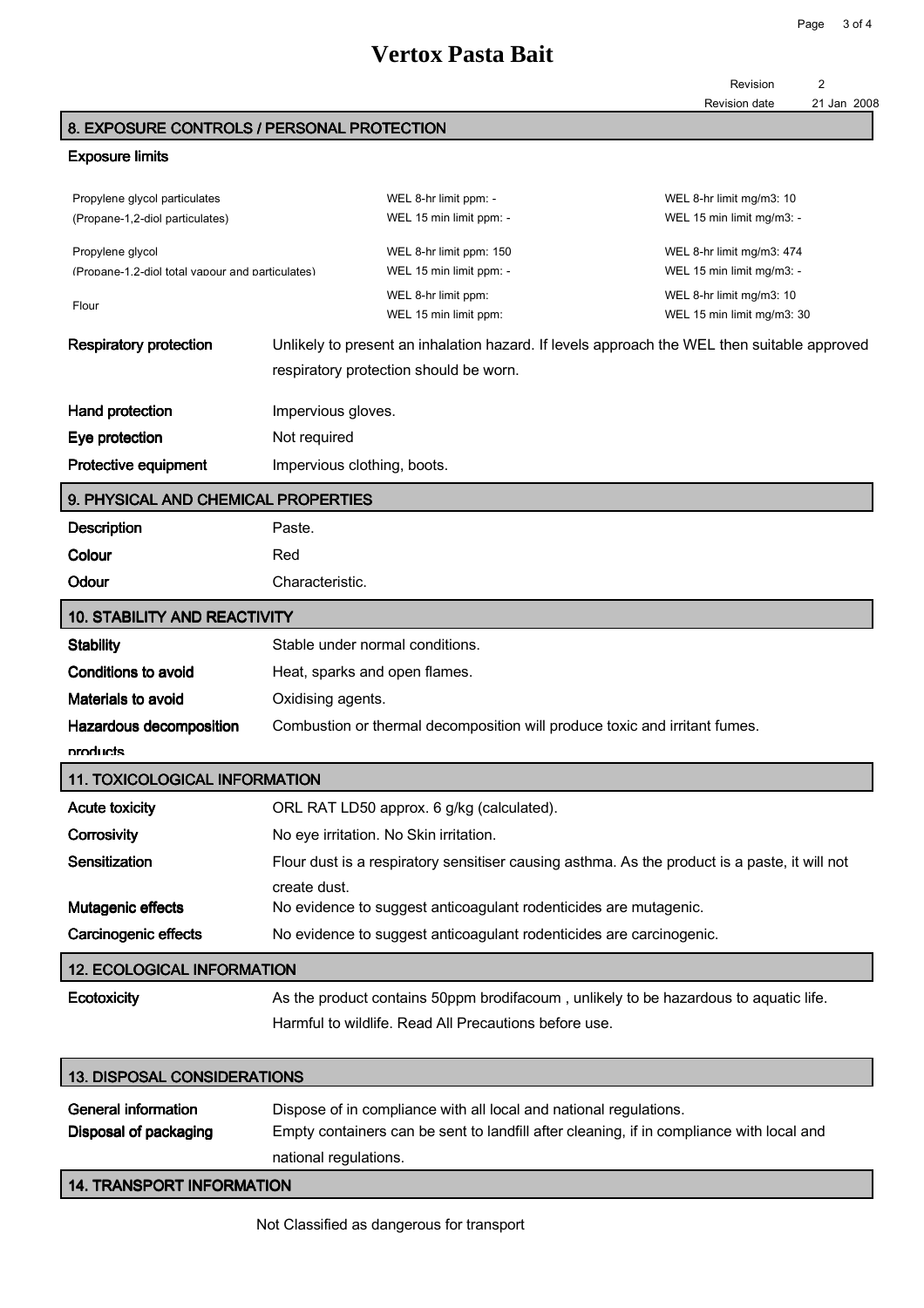# Vertox Pasta Bait

Revision 2
Revision date 21 Jan 2008

## 8. EXPOSURE CONTROLS / PERSONAL PROTECTION

### Exposure limits

| | | |
|---|---|---|
| Propylene glycol particulates (Propane-1,2-diol particulates) | WEL 8-hr limit ppm: - <br> WEL 15 min limit ppm: - | WEL 8-hr limit mg/m3: 10 <br> WEL 15 min limit mg/m3: - |
| Propylene glycol (Propane-1,2-diol total vapour and particulates) | WEL 8-hr limit ppm: 150 <br> WEL 15 min limit ppm: - | WEL 8-hr limit mg/m3: 474 <br> WEL 15 min limit mg/m3: - |
| Flour | WEL 8-hr limit ppm: <br> WEL 15 min limit ppm: | WEL 8-hr limit mg/m3: 10 <br> WEL 15 min limit mg/m3: 30 |

**Respiratory protection** Unlikely to present an inhalation hazard. If levels approach the WEL then suitable approved respiratory protection should be worn.

**Hand protection** Impervious gloves.

**Eye protection** Not required

**Protective equipment** Impervious clothing, boots.

## 9. PHYSICAL AND CHEMICAL PROPERTIES

**Description** Paste.

**Colour** Red

**Odour** Characteristic.

## 10. STABILITY AND REACTIVITY

**Stability** Stable under normal conditions.

**Conditions to avoid** Heat, sparks and open flames.

**Materials to avoid** Oxidising agents.

**Hazardous decomposition products** Combustion or thermal decomposition will produce toxic and irritant fumes.

## 11. TOXICOLOGICAL INFORMATION

**Acute toxicity** ORL RAT LD50 approx. 6 g/kg (calculated).

**Corrosivity** No eye irritation. No Skin irritation.

**Sensitization** Flour dust is a respiratory sensitiser causing asthma. As the product is a paste, it will not create dust.

**Mutagenic effects** No evidence to suggest anticoagulant rodenticides are mutagenic.

**Carcinogenic effects** No evidence to suggest anticoagulant rodenticides are carcinogenic.

## 12. ECOLOGICAL INFORMATION

**Ecotoxicity** As the product contains 50ppm brodifacoum , unlikely to be hazardous to aquatic life. Harmful to wildlife. Read All Precautions before use.

## 13. DISPOSAL CONSIDERATIONS

**General information** Dispose of in compliance with all local and national regulations.

**Disposal of packaging** Empty containers can be sent to landfill after cleaning, if in compliance with local and national regulations.

## 14. TRANSPORT INFORMATION

Not Classified as dangerous for transport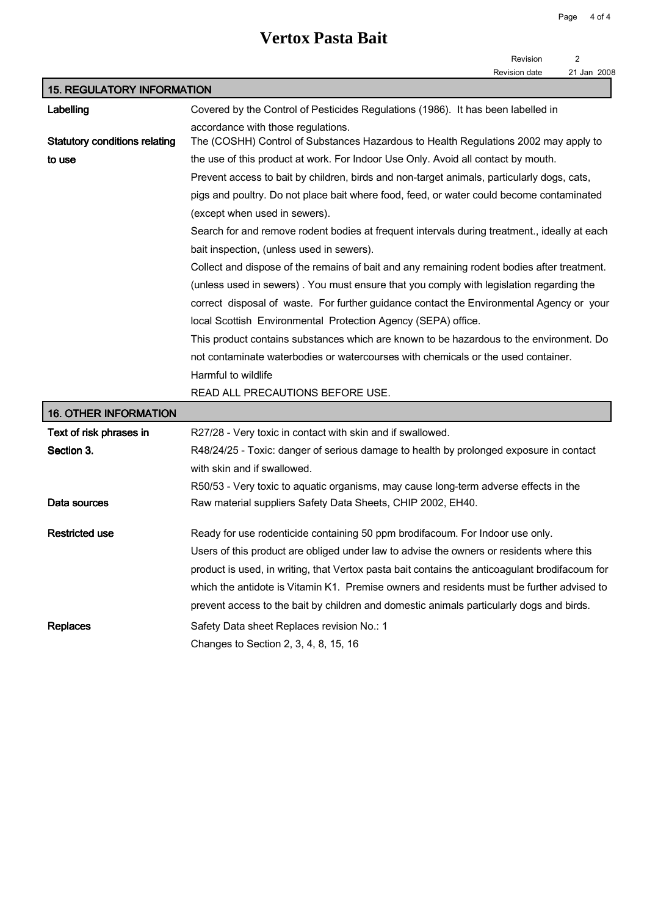# Vertox Pasta Bait

| | |
|---|---|
| Revision | 2 |
| Revision date | 21 Jan 2008 |

## 15. REGULATORY INFORMATION

**Labelling**

Covered by the Control of Pesticides Regulations (1986). It has been labelled in accordance with those regulations.

**Statutory conditions relating to use**

The (COSHH) Control of Substances Hazardous to Health Regulations 2002 may apply to the use of this product at work. For Indoor Use Only. Avoid all contact by mouth.

Prevent access to bait by children, birds and non-target animals, particularly dogs, cats, pigs and poultry. Do not place bait where food, feed, or water could become contaminated (except when used in sewers).

Search for and remove rodent bodies at frequent intervals during treatment., ideally at each bait inspection, (unless used in sewers).

Collect and dispose of the remains of bait and any remaining rodent bodies after treatment. (unless used in sewers) . You must ensure that you comply with legislation regarding the correct disposal of waste. For further guidance contact the Environmental Agency or your local Scottish Environmental Protection Agency (SEPA) office.

This product contains substances which are known to be hazardous to the environment. Do not contaminate waterbodies or watercourses with chemicals or the used container.

Harmful to wildlife

READ ALL PRECAUTIONS BEFORE USE.

## 16. OTHER INFORMATION

**Text of risk phrases in Section 3.**

R27/28 - Very toxic in contact with skin and if swallowed.

R48/24/25 - Toxic: danger of serious damage to health by prolonged exposure in contact with skin and if swallowed.

R50/53 - Very toxic to aquatic organisms, may cause long-term adverse effects in the

**Data sources**

Raw material suppliers Safety Data Sheets, CHIP 2002, EH40.

**Restricted use**

Ready for use rodenticide containing 50 ppm brodifacoum. For Indoor use only.

Users of this product are obliged under law to advise the owners or residents where this product is used, in writing, that Vertox pasta bait contains the anticoagulant brodifacoum for which the antidote is Vitamin K1. Premise owners and residents must be further advised to prevent access to the bait by children and domestic animals particularly dogs and birds.

**Replaces**

Safety Data sheet Replaces revision No.: 1

Changes to Section 2, 3, 4, 8, 15, 16